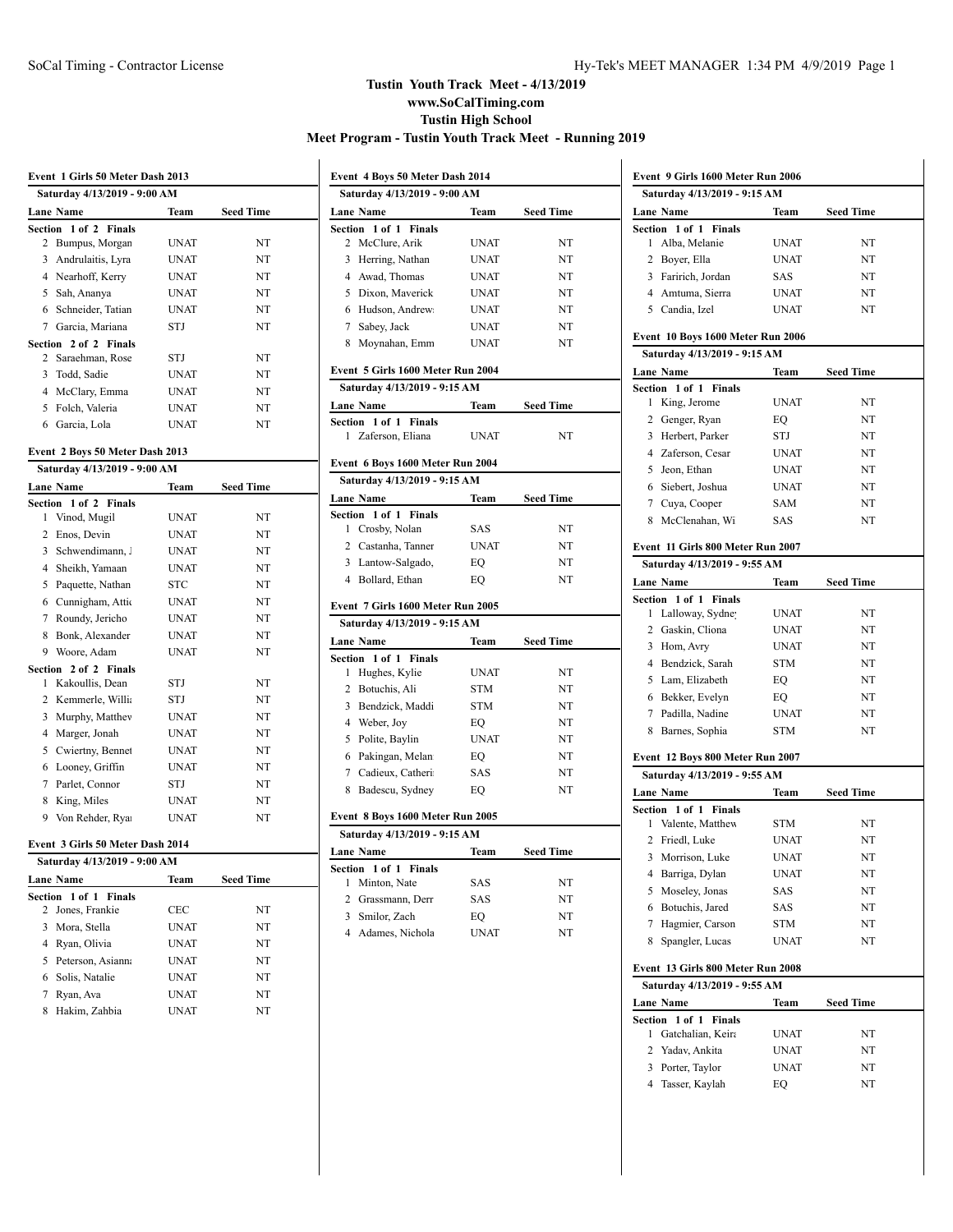# Tustin Youth Track Meet - 4/13/2019

**www.SoCalTiming.com**

**Tustin High School**

**Meet Program - Tustin Youth Track Meet - Running 2019**

### Event 1 Girls 50 Meter Dash 2013

Saturday 4/13/2019 - 9:00 AM

| Lane | Name | Team | Seed Time |
|---|---|---|---|
| **Section 1 of 2 Finals** | | | |
| 2 | Bumpus, Morgan | UNAT | NT |
| 3 | Andrulaitis, Lyra | UNAT | NT |
| 4 | Nearhoff, Kerry | UNAT | NT |
| 5 | Sah, Ananya | UNAT | NT |
| 6 | Schneider, Tatian | UNAT | NT |
| 7 | Garcia, Mariana | STJ | NT |
| **Section 2 of 2 Finals** | | | |
| 2 | Saraehman, Rose | STJ | NT |
| 3 | Todd, Sadie | UNAT | NT |
| 4 | McClary, Emma | UNAT | NT |
| 5 | Folch, Valeria | UNAT | NT |
| 6 | Garcia, Lola | UNAT | NT |

### Event 2 Boys 50 Meter Dash 2013

Saturday 4/13/2019 - 9:00 AM

| Lane | Name | Team | Seed Time |
|---|---|---|---|
| **Section 1 of 2 Finals** | | | |
| 1 | Vinod, Mugil | UNAT | NT |
| 2 | Enos, Devin | UNAT | NT |
| 3 | Schwendimann, J | UNAT | NT |
| 4 | Sheikh, Yamaan | UNAT | NT |
| 5 | Paquette, Nathan | STC | NT |
| 6 | Cunnigham, Attic | UNAT | NT |
| 7 | Roundy, Jericho | UNAT | NT |
| 8 | Bonk, Alexander | UNAT | NT |
| 9 | Woore, Adam | UNAT | NT |
| **Section 2 of 2 Finals** | | | |
| 1 | Kakoullis, Dean | STJ | NT |
| 2 | Kemmerle, Willia | STJ | NT |
| 3 | Murphy, Matthev | UNAT | NT |
| 4 | Marger, Jonah | UNAT | NT |
| 5 | Cwiertny, Bennet | UNAT | NT |
| 6 | Looney, Griffin | UNAT | NT |
| 7 | Parlet, Connor | STJ | NT |
| 8 | King, Miles | UNAT | NT |
| 9 | Von Rehder, Ryan | UNAT | NT |

### Event 3 Girls 50 Meter Dash 2014

Saturday 4/13/2019 - 9:00 AM

| Lane | Name | Team | Seed Time |
|---|---|---|---|
| **Section 1 of 1 Finals** | | | |
| 2 | Jones, Frankie | CEC | NT |
| 3 | Mora, Stella | UNAT | NT |
| 4 | Ryan, Olivia | UNAT | NT |
| 5 | Peterson, Asianna | UNAT | NT |
| 6 | Solis, Natalie | UNAT | NT |
| 7 | Ryan, Ava | UNAT | NT |
| 8 | Hakim, Zahbia | UNAT | NT |

### Event 4 Boys 50 Meter Dash 2014

Saturday 4/13/2019 - 9:00 AM

| Lane | Name | Team | Seed Time |
|---|---|---|---|
| **Section 1 of 1 Finals** | | | |
| 2 | McClure, Arik | UNAT | NT |
| 3 | Herring, Nathan | UNAT | NT |
| 4 | Awad, Thomas | UNAT | NT |
| 5 | Dixon, Maverick | UNAT | NT |
| 6 | Hudson, Andrew | UNAT | NT |
| 7 | Sabey, Jack | UNAT | NT |
| 8 | Moynahan, Emm | UNAT | NT |

### Event 5 Girls 1600 Meter Run 2004

Saturday 4/13/2019 - 9:15 AM

| Lane | Name | Team | Seed Time |
|---|---|---|---|
| **Section 1 of 1 Finals** | | | |
| 1 | Zaferson, Eliana | UNAT | NT |

### Event 6 Boys 1600 Meter Run 2004

Saturday 4/13/2019 - 9:15 AM

| Lane | Name | Team | Seed Time |
|---|---|---|---|
| **Section 1 of 1 Finals** | | | |
| 1 | Crosby, Nolan | SAS | NT |
| 2 | Castanha, Tanner | UNAT | NT |
| 3 | Lantow-Salgado, | EQ | NT |
| 4 | Bollard, Ethan | EQ | NT |

### Event 7 Girls 1600 Meter Run 2005

Saturday 4/13/2019 - 9:15 AM

| Lane | Name | Team | Seed Time |
|---|---|---|---|
| **Section 1 of 1 Finals** | | | |
| 1 | Hughes, Kylie | UNAT | NT |
| 2 | Botuchis, Ali | STM | NT |
| 3 | Bendzick, Maddi | STM | NT |
| 4 | Weber, Joy | EQ | NT |
| 5 | Polite, Baylin | UNAT | NT |
| 6 | Pakingan, Melan | EQ | NT |
| 7 | Cadieux, Catheri | SAS | NT |
| 8 | Badescu, Sydney | EQ | NT |

### Event 8 Boys 1600 Meter Run 2005

Saturday 4/13/2019 - 9:15 AM

| Lane | Name | Team | Seed Time |
|---|---|---|---|
| **Section 1 of 1 Finals** | | | |
| 1 | Minton, Nate | SAS | NT |
| 2 | Grassmann, Derr | SAS | NT |
| 3 | Smilor, Zach | EQ | NT |
| 4 | Adames, Nichola | UNAT | NT |

### Event 9 Girls 1600 Meter Run 2006

Saturday 4/13/2019 - 9:15 AM

| Lane | Name | Team | Seed Time |
|---|---|---|---|
| **Section 1 of 1 Finals** | | | |
| 1 | Alba, Melanie | UNAT | NT |
| 2 | Boyer, Ella | UNAT | NT |
| 3 | Faririch, Jordan | SAS | NT |
| 4 | Amtuma, Sierra | UNAT | NT |
| 5 | Candia, Izel | UNAT | NT |

### Event 10 Boys 1600 Meter Run 2006

Saturday 4/13/2019 - 9:15 AM

| Lane | Name | Team | Seed Time |
|---|---|---|---|
| **Section 1 of 1 Finals** | | | |
| 1 | King, Jerome | UNAT | NT |
| 2 | Genger, Ryan | EQ | NT |
| 3 | Herbert, Parker | STJ | NT |
| 4 | Zaferson, Cesar | UNAT | NT |
| 5 | Jeon, Ethan | UNAT | NT |
| 6 | Siebert, Joshua | UNAT | NT |
| 7 | Cuya, Cooper | SAM | NT |
| 8 | McClenahan, Wi | SAS | NT |

### Event 11 Girls 800 Meter Run 2007

Saturday 4/13/2019 - 9:55 AM

| Lane | Name | Team | Seed Time |
|---|---|---|---|
| **Section 1 of 1 Finals** | | | |
| 1 | Lalloway, Sydney | UNAT | NT |
| 2 | Gaskin, Cliona | UNAT | NT |
| 3 | Hom, Avry | UNAT | NT |
| 4 | Bendzick, Sarah | STM | NT |
| 5 | Lam, Elizabeth | EQ | NT |
| 6 | Bekker, Evelyn | EQ | NT |
| 7 | Padilla, Nadine | UNAT | NT |
| 8 | Barnes, Sophia | STM | NT |

### Event 12 Boys 800 Meter Run 2007

Saturday 4/13/2019 - 9:55 AM

| Lane | Name | Team | Seed Time |
|---|---|---|---|
| **Section 1 of 1 Finals** | | | |
| 1 | Valente, Matthew | STM | NT |
| 2 | Friedl, Luke | UNAT | NT |
| 3 | Morrison, Luke | UNAT | NT |
| 4 | Barriga, Dylan | UNAT | NT |
| 5 | Moseley, Jonas | SAS | NT |
| 6 | Botuchis, Jared | SAS | NT |
| 7 | Hagmier, Carson | STM | NT |
| 8 | Spangler, Lucas | UNAT | NT |

### Event 13 Girls 800 Meter Run 2008

Saturday 4/13/2019 - 9:55 AM

| Lane | Name | Team | Seed Time |
|---|---|---|---|
| **Section 1 of 1 Finals** | | | |
| 1 | Gatchalian, Keira | UNAT | NT |
| 2 | Yadav, Ankita | UNAT | NT |
| 3 | Porter, Taylor | UNAT | NT |
| 4 | Tasser, Kaylah | EQ | NT |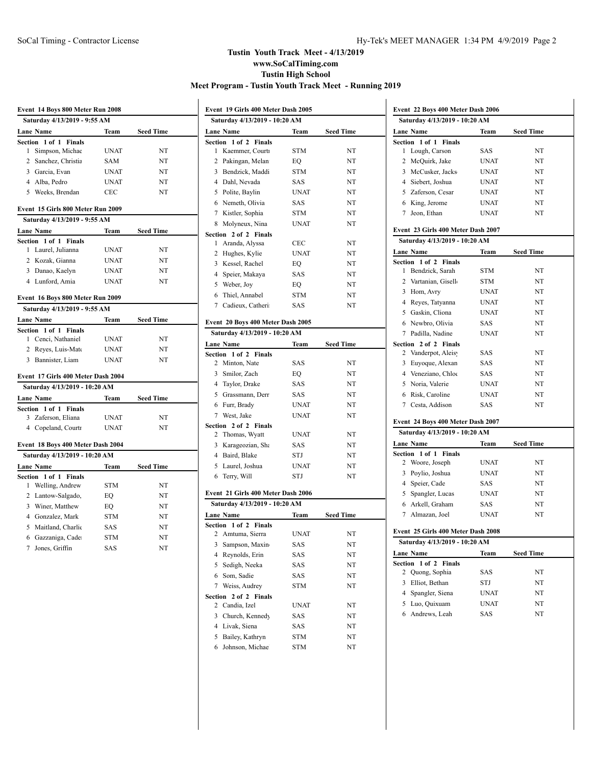## Tustin Youth Track Meet - 4/13/2019
## www.SoCalTiming.com
## Tustin High School
## Meet Program - Tustin Youth Track Meet - Running 2019

### Event 14 Boys 800 Meter Run 2008

**Saturday 4/13/2019 - 9:55 AM**

| Lane | Name | Team | Seed Time |
|---|---|---|---|
| **Section 1 of 1 Finals** | | | |
| 1 | Simpson, Michae | UNAT | NT |
| 2 | Sanchez, Christia | SAM | NT |
| 3 | Garcia, Evan | UNAT | NT |
| 4 | Alba, Pedro | UNAT | NT |
| 5 | Weeks, Brendan | CEC | NT |

### Event 15 Girls 800 Meter Run 2009

**Saturday 4/13/2019 - 9:55 AM**

| Lane | Name | Team | Seed Time |
|---|---|---|---|
| **Section 1 of 1 Finals** | | | |
| 1 | Laurel, Julianna | UNAT | NT |
| 2 | Kozak, Gianna | UNAT | NT |
| 3 | Danao, Kaelyn | UNAT | NT |
| 4 | Lunford, Amia | UNAT | NT |

### Event 16 Boys 800 Meter Run 2009

**Saturday 4/13/2019 - 9:55 AM**

| Lane | Name | Team | Seed Time |
|---|---|---|---|
| **Section 1 of 1 Finals** | | | |
| 1 | Cenci, Nathaniel | UNAT | NT |
| 2 | Reyes, Luis-Matc | UNAT | NT |
| 3 | Bannister, Liam | UNAT | NT |

### Event 17 Girls 400 Meter Dash 2004

**Saturday 4/13/2019 - 10:20 AM**

| Lane | Name | Team | Seed Time |
|---|---|---|---|
| **Section 1 of 1 Finals** | | | |
| 3 | Zaferson, Eliana | UNAT | NT |
| 4 | Copeland, Courtr | UNAT | NT |

### Event 18 Boys 400 Meter Dash 2004

**Saturday 4/13/2019 - 10:20 AM**

| Lane | Name | Team | Seed Time |
|---|---|---|---|
| **Section 1 of 1 Finals** | | | |
| 1 | Welling, Andrew | STM | NT |
| 2 | Lantow-Salgado, | EQ | NT |
| 3 | Winer, Matthew | EQ | NT |
| 4 | Gonzalez, Mark | STM | NT |
| 5 | Maitland, Charlie | SAS | NT |
| 6 | Gazzaniga, Cader | STM | NT |
| 7 | Jones, Griffin | SAS | NT |

### Event 19 Girls 400 Meter Dash 2005

**Saturday 4/13/2019 - 10:20 AM**

| Lane | Name | Team | Seed Time |
|---|---|---|---|
| **Section 1 of 2 Finals** | | | |
| 1 | Kaemmer, Courtı | STM | NT |
| 2 | Pakingan, Melan | EQ | NT |
| 3 | Bendzick, Maddi | STM | NT |
| 4 | Dahl, Nevada | SAS | NT |
| 5 | Polite, Baylin | UNAT | NT |
| 6 | Nemeth, Olivia | SAS | NT |
| 7 | Kistler, Sophia | STM | NT |
| 8 | Molyneux, Nina | UNAT | NT |
| **Section 2 of 2 Finals** | | | |
| 1 | Aranda, Alyssa | CEC | NT |
| 2 | Hughes, Kylie | UNAT | NT |
| 3 | Kessel, Rachel | EQ | NT |
| 4 | Speier, Makaya | SAS | NT |
| 5 | Weber, Joy | EQ | NT |
| 6 | Thiel, Annabel | STM | NT |
| 7 | Cadieux, Catheri | SAS | NT |

### Event 20 Boys 400 Meter Dash 2005

**Saturday 4/13/2019 - 10:20 AM**

| Lane | Name | Team | Seed Time |
|---|---|---|---|
| **Section 1 of 2 Finals** | | | |
| 2 | Minton, Nate | SAS | NT |
| 3 | Smilor, Zach | EQ | NT |
| 4 | Taylor, Drake | SAS | NT |
| 5 | Grassmann, Derr | SAS | NT |
| 6 | Furr, Brady | UNAT | NT |
| 7 | West, Jake | UNAT | NT |
| **Section 2 of 2 Finals** | | | |
| 2 | Thomas, Wyatt | UNAT | NT |
| 3 | Karageozian, Sha | SAS | NT |
| 4 | Baird, Blake | STJ | NT |
| 5 | Laurel, Joshua | UNAT | NT |
| 6 | Terry, Will | STJ | NT |

### Event 21 Girls 400 Meter Dash 2006

**Saturday 4/13/2019 - 10:20 AM**

| Lane | Name | Team | Seed Time |
|---|---|---|---|
| **Section 1 of 2 Finals** | | | |
| 2 | Amtuma, Sierra | UNAT | NT |
| 3 | Sampson, Maxin | SAS | NT |
| 4 | Reynolds, Erin | SAS | NT |
| 5 | Sedigh, Neeka | SAS | NT |
| 6 | Som, Sadie | SAS | NT |
| 7 | Weiss, Audrey | STM | NT |
| **Section 2 of 2 Finals** | | | |
| 2 | Candia, Izel | UNAT | NT |
| 3 | Church, Kennedy | SAS | NT |
| 4 | Livak, Siena | SAS | NT |
| 5 | Bailey, Kathryn | STM | NT |
| 6 | Johnson, Michae | STM | NT |

### Event 22 Boys 400 Meter Dash 2006

**Saturday 4/13/2019 - 10:20 AM**

| Lane | Name | Team | Seed Time |
|---|---|---|---|
| **Section 1 of 1 Finals** | | | |
| 1 | Lough, Carson | SAS | NT |
| 2 | McQuirk, Jake | UNAT | NT |
| 3 | McCusker, Jacks | UNAT | NT |
| 4 | Siebert, Joshua | UNAT | NT |
| 5 | Zaferson, Cesar | UNAT | NT |
| 6 | King, Jerome | UNAT | NT |
| 7 | Jeon, Ethan | UNAT | NT |

### Event 23 Girls 400 Meter Dash 2007

**Saturday 4/13/2019 - 10:20 AM**

| Lane | Name | Team | Seed Time |
|---|---|---|---|
| **Section 1 of 2 Finals** | | | |
| 1 | Bendzick, Sarah | STM | NT |
| 2 | Vartanian, Giselle | STM | NT |
| 3 | Hom, Avry | UNAT | NT |
| 4 | Reyes, Tatyanna | UNAT | NT |
| 5 | Gaskin, Cliona | UNAT | NT |
| 6 | Newbro, Olivia | SAS | NT |
| 7 | Padilla, Nadine | UNAT | NT |
| **Section 2 of 2 Finals** | | | |
| 2 | Vanderpot, Aleisy | SAS | NT |
| 3 | Euyoque, Alexan | SAS | NT |
| 4 | Veneziano, Chloe | SAS | NT |
| 5 | Noria, Valerie | UNAT | NT |
| 6 | Risk, Caroline | UNAT | NT |
| 7 | Cesta, Addison | SAS | NT |

### Event 24 Boys 400 Meter Dash 2007

**Saturday 4/13/2019 - 10:20 AM**

| Lane | Name | Team | Seed Time |
|---|---|---|---|
| **Section 1 of 1 Finals** | | | |
| 2 | Woore, Joseph | UNAT | NT |
| 3 | Poylio, Joshua | UNAT | NT |
| 4 | Speier, Cade | SAS | NT |
| 5 | Spangler, Lucas | UNAT | NT |
| 6 | Arkell, Graham | SAS | NT |
| 7 | Almazan, Joel | UNAT | NT |

### Event 25 Girls 400 Meter Dash 2008

**Saturday 4/13/2019 - 10:20 AM**

| Lane | Name | Team | Seed Time |
|---|---|---|---|
| **Section 1 of 2 Finals** | | | |
| 2 | Quong, Sophia | SAS | NT |
| 3 | Elliot, Bethan | STJ | NT |
| 4 | Spangler, Siena | UNAT | NT |
| 5 | Luo, Quixuam | UNAT | NT |
| 6 | Andrews, Leah | SAS | NT |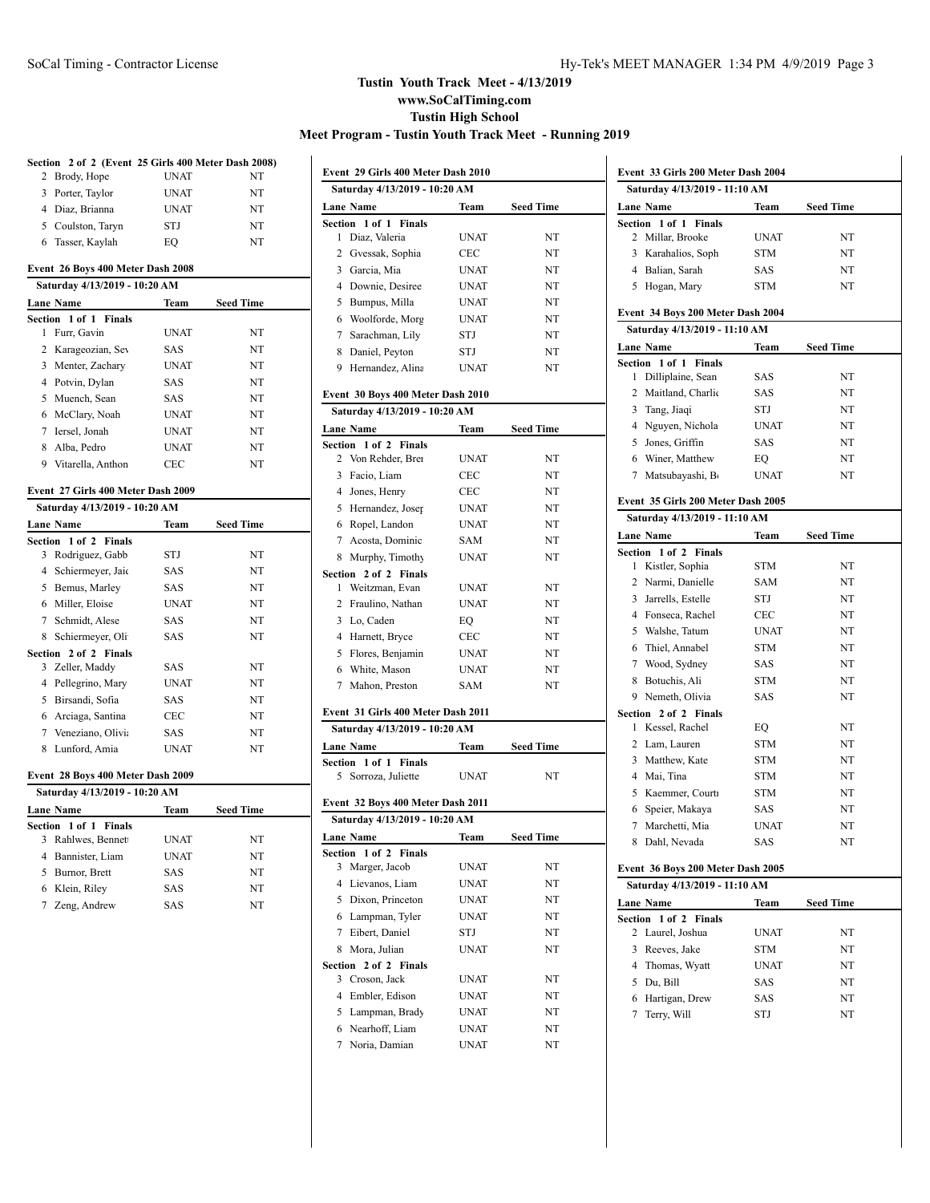# Tustin Youth Track Meet - 4/13/2019

**www.SoCalTiming.com**

**Tustin High School**

**Meet Program - Tustin Youth Track Meet - Running 2019**

**Section 2 of 2 (Event 25 Girls 400 Meter Dash 2008)**

| Lane | Name | Team | Seed Time |
|---|---|---|---|
| 2 | Brody, Hope | UNAT | NT |
| 3 | Porter, Taylor | UNAT | NT |
| 4 | Diaz, Brianna | UNAT | NT |
| 5 | Coulston, Taryn | STJ | NT |
| 6 | Tasser, Kaylah | EQ | NT |

### Event 26 Boys 400 Meter Dash 2008

**Saturday 4/13/2019 - 10:20 AM**

| Lane | Name | Team | Seed Time |
|---|---|---|---|
| **Section 1 of 1 Finals** | | | |
| 1 | Furr, Gavin | UNAT | NT |
| 2 | Karageozian, Sev | SAS | NT |
| 3 | Menter, Zachary | UNAT | NT |
| 4 | Potvin, Dylan | SAS | NT |
| 5 | Muench, Sean | SAS | NT |
| 6 | McClary, Noah | UNAT | NT |
| 7 | Iersel, Jonah | UNAT | NT |
| 8 | Alba, Pedro | UNAT | NT |
| 9 | Vitarella, Anthon | CEC | NT |

### Event 27 Girls 400 Meter Dash 2009

**Saturday 4/13/2019 - 10:20 AM**

| Lane | Name | Team | Seed Time |
|---|---|---|---|
| **Section 1 of 2 Finals** | | | |
| 3 | Rodriguez, Gabb | STJ | NT |
| 4 | Schiermeyer, Jaic | SAS | NT |
| 5 | Bemus, Marley | SAS | NT |
| 6 | Miller, Eloise | UNAT | NT |
| 7 | Schmidt, Alese | SAS | NT |
| 8 | Schiermeyer, Oli | SAS | NT |
| **Section 2 of 2 Finals** | | | |
| 3 | Zeller, Maddy | SAS | NT |
| 4 | Pellegrino, Mary | UNAT | NT |
| 5 | Birsandi, Sofia | SAS | NT |
| 6 | Arciaga, Santina | CEC | NT |
| 7 | Veneziano, Olivia | SAS | NT |
| 8 | Lunford, Amia | UNAT | NT |

### Event 28 Boys 400 Meter Dash 2009

**Saturday 4/13/2019 - 10:20 AM**

| Lane | Name | Team | Seed Time |
|---|---|---|---|
| **Section 1 of 1 Finals** | | | |
| 3 | Rahlwes, Bennett | UNAT | NT |
| 4 | Bannister, Liam | UNAT | NT |
| 5 | Burnor, Brett | SAS | NT |
| 6 | Klein, Riley | SAS | NT |
| 7 | Zeng, Andrew | SAS | NT |

### Event 29 Girls 400 Meter Dash 2010

**Saturday 4/13/2019 - 10:20 AM**

| Lane | Name | Team | Seed Time |
|---|---|---|---|
| **Section 1 of 1 Finals** | | | |
| 1 | Diaz, Valeria | UNAT | NT |
| 2 | Gvessak, Sophia | CEC | NT |
| 3 | Garcia, Mia | UNAT | NT |
| 4 | Downie, Desiree | UNAT | NT |
| 5 | Bumpus, Milla | UNAT | NT |
| 6 | Woolforde, Morg | UNAT | NT |
| 7 | Sarachman, Lily | STJ | NT |
| 8 | Daniel, Peyton | STJ | NT |
| 9 | Hernandez, Alina | UNAT | NT |

### Event 30 Boys 400 Meter Dash 2010

**Saturday 4/13/2019 - 10:20 AM**

| Lane | Name | Team | Seed Time |
|---|---|---|---|
| **Section 1 of 2 Finals** | | | |
| 2 | Von Rehder, Brer | UNAT | NT |
| 3 | Facio, Liam | CEC | NT |
| 4 | Jones, Henry | CEC | NT |
| 5 | Hernandez, Josep | UNAT | NT |
| 6 | Ropel, Landon | UNAT | NT |
| 7 | Acosta, Dominic | SAM | NT |
| 8 | Murphy, Timothy | UNAT | NT |
| **Section 2 of 2 Finals** | | | |
| 1 | Weitzman, Evan | UNAT | NT |
| 2 | Fraulino, Nathan | UNAT | NT |
| 3 | Lo, Caden | EQ | NT |
| 4 | Harnett, Bryce | CEC | NT |
| 5 | Flores, Benjamin | UNAT | NT |
| 6 | White, Mason | UNAT | NT |
| 7 | Mahon, Preston | SAM | NT |

### Event 31 Girls 400 Meter Dash 2011

**Saturday 4/13/2019 - 10:20 AM**

| Lane | Name | Team | Seed Time |
|---|---|---|---|
| **Section 1 of 1 Finals** | | | |
| 5 | Sorroza, Juliette | UNAT | NT |

### Event 32 Boys 400 Meter Dash 2011

**Saturday 4/13/2019 - 10:20 AM**

| Lane | Name | Team | Seed Time |
|---|---|---|---|
| **Section 1 of 2 Finals** | | | |
| 3 | Marger, Jacob | UNAT | NT |
| 4 | Lievanos, Liam | UNAT | NT |
| 5 | Dixon, Princeton | UNAT | NT |
| 6 | Lampman, Tyler | UNAT | NT |
| 7 | Eibert, Daniel | STJ | NT |
| 8 | Mora, Julian | UNAT | NT |
| **Section 2 of 2 Finals** | | | |
| 3 | Croson, Jack | UNAT | NT |
| 4 | Embler, Edison | UNAT | NT |
| 5 | Lampman, Brady | UNAT | NT |
| 6 | Nearhoff, Liam | UNAT | NT |
| 7 | Noria, Damian | UNAT | NT |

### Event 33 Girls 200 Meter Dash 2004

**Saturday 4/13/2019 - 11:10 AM**

| Lane | Name | Team | Seed Time |
|---|---|---|---|
| **Section 1 of 1 Finals** | | | |
| 2 | Millar, Brooke | UNAT | NT |
| 3 | Karahalios, Soph | STM | NT |
| 4 | Balian, Sarah | SAS | NT |
| 5 | Hogan, Mary | STM | NT |

### Event 34 Boys 200 Meter Dash 2004

**Saturday 4/13/2019 - 11:10 AM**

| Lane | Name | Team | Seed Time |
|---|---|---|---|
| **Section 1 of 1 Finals** | | | |
| 1 | Dilliplaine, Sean | SAS | NT |
| 2 | Maitland, Charlie | SAS | NT |
| 3 | Tang, Jiaqi | STJ | NT |
| 4 | Nguyen, Nichola | UNAT | NT |
| 5 | Jones, Griffin | SAS | NT |
| 6 | Winer, Matthew | EQ | NT |
| 7 | Matsubayashi, Be | UNAT | NT |

### Event 35 Girls 200 Meter Dash 2005

**Saturday 4/13/2019 - 11:10 AM**

| Lane | Name | Team | Seed Time |
|---|---|---|---|
| **Section 1 of 2 Finals** | | | |
| 1 | Kistler, Sophia | STM | NT |
| 2 | Narmi, Danielle | SAM | NT |
| 3 | Jarrells, Estelle | STJ | NT |
| 4 | Fonseca, Rachel | CEC | NT |
| 5 | Walshe, Tatum | UNAT | NT |
| 6 | Thiel, Annabel | STM | NT |
| 7 | Wood, Sydney | SAS | NT |
| 8 | Botuchis, Ali | STM | NT |
| 9 | Nemeth, Olivia | SAS | NT |
| **Section 2 of 2 Finals** | | | |
| 1 | Kessel, Rachel | EQ | NT |
| 2 | Lam, Lauren | STM | NT |
| 3 | Matthew, Kate | STM | NT |
| 4 | Mai, Tina | STM | NT |
| 5 | Kaemmer, Courtn | STM | NT |
| 6 | Speier, Makaya | SAS | NT |
| 7 | Marchetti, Mia | UNAT | NT |
| 8 | Dahl, Nevada | SAS | NT |

### Event 36 Boys 200 Meter Dash 2005

**Saturday 4/13/2019 - 11:10 AM**

| Lane | Name | Team | Seed Time |
|---|---|---|---|
| **Section 1 of 2 Finals** | | | |
| 2 | Laurel, Joshua | UNAT | NT |
| 3 | Reeves, Jake | STM | NT |
| 4 | Thomas, Wyatt | UNAT | NT |
| 5 | Du, Bill | SAS | NT |
| 6 | Hartigan, Drew | SAS | NT |
| 7 | Terry, Will | STJ | NT |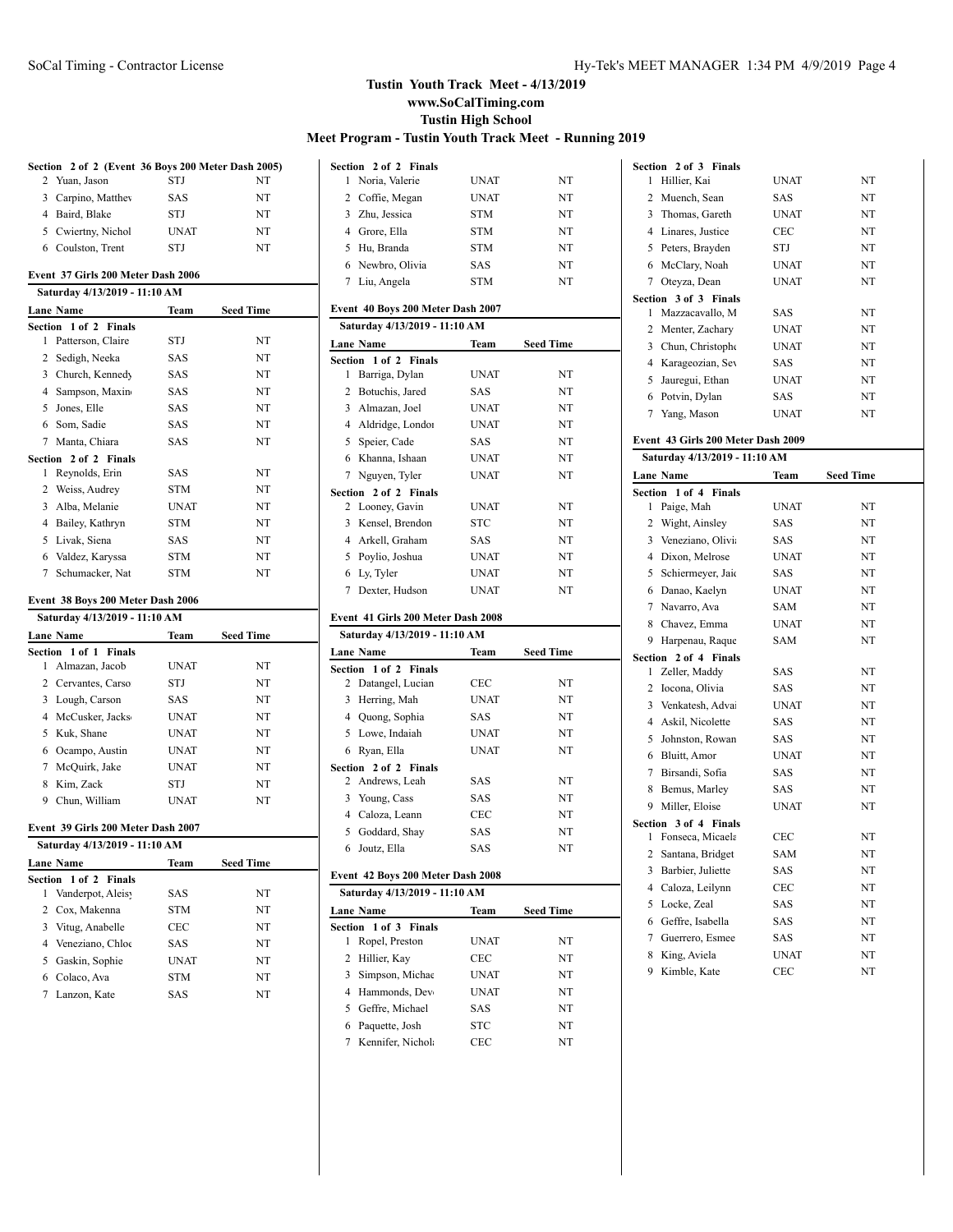# Tustin Youth Track Meet - 4/13/2019
## www.SoCalTiming.com
## Tustin High School
## Meet Program - Tustin Youth Track Meet - Running 2019

**Section 2 of 2 (Event 36 Boys 200 Meter Dash 2005)**

| Lane | Name | Team | Seed Time |
|---|---|---|---|
| 2 | Yuan, Jason | STJ | NT |
| 3 | Carpino, Matthev | SAS | NT |
| 4 | Baird, Blake | STJ | NT |
| 5 | Cwiertny, Nichol | UNAT | NT |
| 6 | Coulston, Trent | STJ | NT |

### Event 37 Girls 200 Meter Dash 2006

Saturday 4/13/2019 - 11:10 AM

| Lane | Name | Team | Seed Time |
|---|---|---|---|
| **Section 1 of 2 Finals** | | | |
| 1 | Patterson, Claire | STJ | NT |
| 2 | Sedigh, Neeka | SAS | NT |
| 3 | Church, Kennedy | SAS | NT |
| 4 | Sampson, Maxin | SAS | NT |
| 5 | Jones, Elle | SAS | NT |
| 6 | Som, Sadie | SAS | NT |
| 7 | Manta, Chiara | SAS | NT |
| **Section 2 of 2 Finals** | | | |
| 1 | Reynolds, Erin | SAS | NT |
| 2 | Weiss, Audrey | STM | NT |
| 3 | Alba, Melanie | UNAT | NT |
| 4 | Bailey, Kathryn | STM | NT |
| 5 | Livak, Siena | SAS | NT |
| 6 | Valdez, Karyssa | STM | NT |
| 7 | Schumacker, Nat | STM | NT |

### Event 38 Boys 200 Meter Dash 2006

Saturday 4/13/2019 - 11:10 AM

| Lane | Name | Team | Seed Time |
|---|---|---|---|
| **Section 1 of 1 Finals** | | | |
| 1 | Almazan, Jacob | UNAT | NT |
| 2 | Cervantes, Carso | STJ | NT |
| 3 | Lough, Carson | SAS | NT |
| 4 | McCusker, Jacks | UNAT | NT |
| 5 | Kuk, Shane | UNAT | NT |
| 6 | Ocampo, Austin | UNAT | NT |
| 7 | McQuirk, Jake | UNAT | NT |
| 8 | Kim, Zack | STJ | NT |
| 9 | Chun, William | UNAT | NT |

### Event 39 Girls 200 Meter Dash 2007

Saturday 4/13/2019 - 11:10 AM

| Lane | Name | Team | Seed Time |
|---|---|---|---|
| **Section 1 of 2 Finals** | | | |
| 1 | Vanderpot, Aleisy | SAS | NT |
| 2 | Cox, Makenna | STM | NT |
| 3 | Vitug, Anabelle | CEC | NT |
| 4 | Veneziano, Chloe | SAS | NT |
| 5 | Gaskin, Sophie | UNAT | NT |
| 6 | Colaco, Ava | STM | NT |
| 7 | Lanzon, Kate | SAS | NT |
| **Section 2 of 2 Finals** | | | |
| 1 | Noria, Valerie | UNAT | NT |
| 2 | Coffie, Megan | UNAT | NT |
| 3 | Zhu, Jessica | STM | NT |
| 4 | Grore, Ella | STM | NT |
| 5 | Hu, Branda | STM | NT |
| 6 | Newbro, Olivia | SAS | NT |
| 7 | Liu, Angela | STM | NT |

### Event 40 Boys 200 Meter Dash 2007

Saturday 4/13/2019 - 11:10 AM

| Lane | Name | Team | Seed Time |
|---|---|---|---|
| **Section 1 of 2 Finals** | | | |
| 1 | Barriga, Dylan | UNAT | NT |
| 2 | Botuchis, Jared | SAS | NT |
| 3 | Almazan, Joel | UNAT | NT |
| 4 | Aldridge, London | UNAT | NT |
| 5 | Speier, Cade | SAS | NT |
| 6 | Khanna, Ishaan | UNAT | NT |
| 7 | Nguyen, Tyler | UNAT | NT |
| **Section 2 of 2 Finals** | | | |
| 2 | Looney, Gavin | UNAT | NT |
| 3 | Kensel, Brendon | STC | NT |
| 4 | Arkell, Graham | SAS | NT |
| 5 | Poylio, Joshua | UNAT | NT |
| 6 | Ly, Tyler | UNAT | NT |
| 7 | Dexter, Hudson | UNAT | NT |

### Event 41 Girls 200 Meter Dash 2008

Saturday 4/13/2019 - 11:10 AM

| Lane | Name | Team | Seed Time |
|---|---|---|---|
| **Section 1 of 2 Finals** | | | |
| 2 | Datangel, Lucian | CEC | NT |
| 3 | Herring, Mah | UNAT | NT |
| 4 | Quong, Sophia | SAS | NT |
| 5 | Lowe, Indaiah | UNAT | NT |
| 6 | Ryan, Ella | UNAT | NT |
| **Section 2 of 2 Finals** | | | |
| 2 | Andrews, Leah | SAS | NT |
| 3 | Young, Cass | SAS | NT |
| 4 | Caloza, Leann | CEC | NT |
| 5 | Goddard, Shay | SAS | NT |
| 6 | Joutz, Ella | SAS | NT |

### Event 42 Boys 200 Meter Dash 2008

Saturday 4/13/2019 - 11:10 AM

| Lane | Name | Team | Seed Time |
|---|---|---|---|
| **Section 1 of 3 Finals** | | | |
| 1 | Ropel, Preston | UNAT | NT |
| 2 | Hillier, Kay | CEC | NT |
| 3 | Simpson, Michae | UNAT | NT |
| 4 | Hammonds, Dev | UNAT | NT |
| 5 | Geffre, Michael | SAS | NT |
| 6 | Paquette, Josh | STC | NT |
| 7 | Kennifer, Nichol | CEC | NT |
| **Section 2 of 3 Finals** | | | |
| 1 | Hillier, Kai | UNAT | NT |
| 2 | Muench, Sean | SAS | NT |
| 3 | Thomas, Gareth | UNAT | NT |
| 4 | Linares, Justice | CEC | NT |
| 5 | Peters, Brayden | STJ | NT |
| 6 | McClary, Noah | UNAT | NT |
| 7 | Oteyza, Dean | UNAT | NT |
| **Section 3 of 3 Finals** | | | |
| 1 | Mazzacavallo, M | SAS | NT |
| 2 | Menter, Zachary | UNAT | NT |
| 3 | Chun, Christophe | UNAT | NT |
| 4 | Karageozian, Sev | SAS | NT |
| 5 | Jauregui, Ethan | UNAT | NT |
| 6 | Potvin, Dylan | SAS | NT |
| 7 | Yang, Mason | UNAT | NT |

### Event 43 Girls 200 Meter Dash 2009

Saturday 4/13/2019 - 11:10 AM

| Lane | Name | Team | Seed Time |
|---|---|---|---|
| **Section 1 of 4 Finals** | | | |
| 1 | Paige, Mah | UNAT | NT |
| 2 | Wight, Ainsley | SAS | NT |
| 3 | Veneziano, Olivia | SAS | NT |
| 4 | Dixon, Melrose | UNAT | NT |
| 5 | Schiermeyer, Jaid | SAS | NT |
| 6 | Danao, Kaelyn | UNAT | NT |
| 7 | Navarro, Ava | SAM | NT |
| 8 | Chavez, Emma | UNAT | NT |
| 9 | Harpenau, Raque | SAM | NT |
| **Section 2 of 4 Finals** | | | |
| 1 | Zeller, Maddy | SAS | NT |
| 2 | Iocona, Olivia | SAS | NT |
| 3 | Venkatesh, Advai | UNAT | NT |
| 4 | Askil, Nicolette | SAS | NT |
| 5 | Johnston, Rowan | SAS | NT |
| 6 | Bluitt, Amor | UNAT | NT |
| 7 | Birsandi, Sofia | SAS | NT |
| 8 | Bemus, Marley | SAS | NT |
| 9 | Miller, Eloise | UNAT | NT |
| **Section 3 of 4 Finals** | | | |
| 1 | Fonseca, Micaela | CEC | NT |
| 2 | Santana, Bridget | SAM | NT |
| 3 | Barbier, Juliette | SAS | NT |
| 4 | Caloza, Leilynn | CEC | NT |
| 5 | Locke, Zeal | SAS | NT |
| 6 | Geffre, Isabella | SAS | NT |
| 7 | Guerrero, Esmee | SAS | NT |
| 8 | King, Aviela | UNAT | NT |
| 9 | Kimble, Kate | CEC | NT |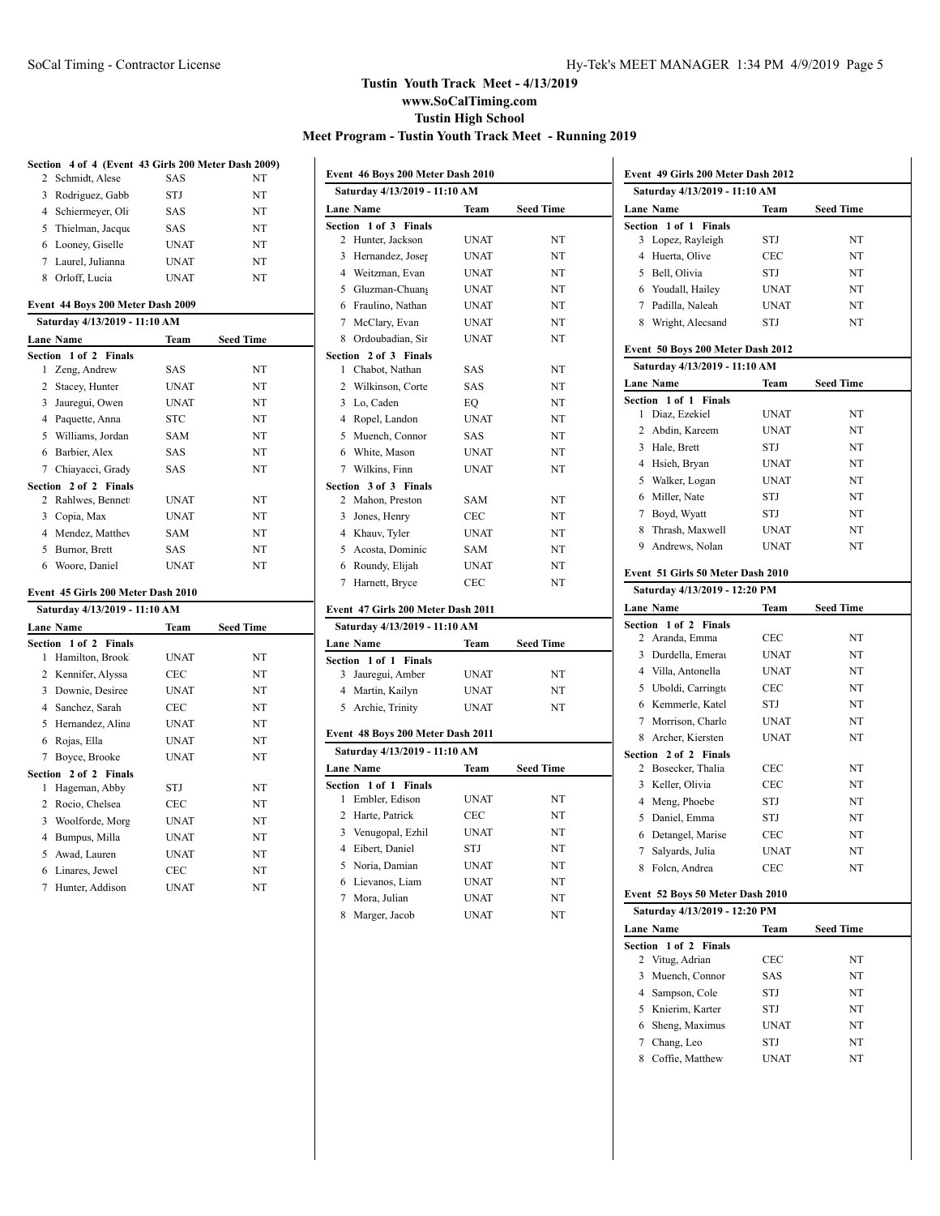# Tustin Youth Track Meet - 4/13/2019
## www.SoCalTiming.com
## Tustin High School
## Meet Program - Tustin Youth Track Meet - Running 2019

**Section 4 of 4 (Event 43 Girls 200 Meter Dash 2009)**

| Lane | Name | Team | Seed Time |
|---|---|---|---|
| 2 | Schmidt, Alese | SAS | NT |
| 3 | Rodriguez, Gabb | STJ | NT |
| 4 | Schiermeyer, Oli | SAS | NT |
| 5 | Thielman, Jacque | SAS | NT |
| 6 | Looney, Giselle | UNAT | NT |
| 7 | Laurel, Julianna | UNAT | NT |
| 8 | Orloff, Lucia | UNAT | NT |

### Event 44 Boys 200 Meter Dash 2009

Saturday 4/13/2019 - 11:10 AM

| Lane | Name | Team | Seed Time |
|---|---|---|---|
| **Section 1 of 2 Finals** | | | |
| 1 | Zeng, Andrew | SAS | NT |
| 2 | Stacey, Hunter | UNAT | NT |
| 3 | Jauregui, Owen | UNAT | NT |
| 4 | Paquette, Anna | STC | NT |
| 5 | Williams, Jordan | SAM | NT |
| 6 | Barbier, Alex | SAS | NT |
| 7 | Chiayacci, Grady | SAS | NT |
| **Section 2 of 2 Finals** | | | |
| 2 | Rahlwes, Bennett | UNAT | NT |
| 3 | Copia, Max | UNAT | NT |
| 4 | Mendez, Matthev | SAM | NT |
| 5 | Burnor, Brett | SAS | NT |
| 6 | Woore, Daniel | UNAT | NT |

### Event 45 Girls 200 Meter Dash 2010

Saturday 4/13/2019 - 11:10 AM

| Lane | Name | Team | Seed Time |
|---|---|---|---|
| **Section 1 of 2 Finals** | | | |
| 1 | Hamilton, Brook | UNAT | NT |
| 2 | Kennifer, Alyssa | CEC | NT |
| 3 | Downie, Desiree | UNAT | NT |
| 4 | Sanchez, Sarah | CEC | NT |
| 5 | Hernandez, Alina | UNAT | NT |
| 6 | Rojas, Ella | UNAT | NT |
| 7 | Boyce, Brooke | UNAT | NT |
| **Section 2 of 2 Finals** | | | |
| 1 | Hageman, Abby | STJ | NT |
| 2 | Rocio, Chelsea | CEC | NT |
| 3 | Woolforde, Morg | UNAT | NT |
| 4 | Bumpus, Milla | UNAT | NT |
| 5 | Awad, Lauren | UNAT | NT |
| 6 | Linares, Jewel | CEC | NT |
| 7 | Hunter, Addison | UNAT | NT |

### Event 46 Boys 200 Meter Dash 2010

Saturday 4/13/2019 - 11:10 AM

| Lane | Name | Team | Seed Time |
|---|---|---|---|
| **Section 1 of 3 Finals** | | | |
| 2 | Hunter, Jackson | UNAT | NT |
| 3 | Hernandez, Josep | UNAT | NT |
| 4 | Weitzman, Evan | UNAT | NT |
| 5 | Gluzman-Chuang | UNAT | NT |
| 6 | Fraulino, Nathan | UNAT | NT |
| 7 | McClary, Evan | UNAT | NT |
| 8 | Ordoubadian, Sir | UNAT | NT |
| **Section 2 of 3 Finals** | | | |
| 1 | Chabot, Nathan | SAS | NT |
| 2 | Wilkinson, Corte | SAS | NT |
| 3 | Lo, Caden | EQ | NT |
| 4 | Ropel, Landon | UNAT | NT |
| 5 | Muench, Connor | SAS | NT |
| 6 | White, Mason | UNAT | NT |
| 7 | Wilkins, Finn | UNAT | NT |
| **Section 3 of 3 Finals** | | | |
| 2 | Mahon, Preston | SAM | NT |
| 3 | Jones, Henry | CEC | NT |
| 4 | Khauv, Tyler | UNAT | NT |
| 5 | Acosta, Dominic | SAM | NT |
| 6 | Roundy, Elijah | UNAT | NT |
| 7 | Harnett, Bryce | CEC | NT |

### Event 47 Girls 200 Meter Dash 2011

Saturday 4/13/2019 - 11:10 AM

| Lane | Name | Team | Seed Time |
|---|---|---|---|
| **Section 1 of 1 Finals** | | | |
| 3 | Jauregui, Amber | UNAT | NT |
| 4 | Martin, Kailyn | UNAT | NT |
| 5 | Archie, Trinity | UNAT | NT |

### Event 48 Boys 200 Meter Dash 2011

Saturday 4/13/2019 - 11:10 AM

| Lane | Name | Team | Seed Time |
|---|---|---|---|
| **Section 1 of 1 Finals** | | | |
| 1 | Embler, Edison | UNAT | NT |
| 2 | Harte, Patrick | CEC | NT |
| 3 | Venugopal, Ezhil | UNAT | NT |
| 4 | Eibert, Daniel | STJ | NT |
| 5 | Noria, Damian | UNAT | NT |
| 6 | Lievanos, Liam | UNAT | NT |
| 7 | Mora, Julian | UNAT | NT |
| 8 | Marger, Jacob | UNAT | NT |

### Event 49 Girls 200 Meter Dash 2012

Saturday 4/13/2019 - 11:10 AM

| Lane | Name | Team | Seed Time |
|---|---|---|---|
| **Section 1 of 1 Finals** | | | |
| 3 | Lopez, Rayleigh | STJ | NT |
| 4 | Huerta, Olive | CEC | NT |
| 5 | Bell, Olivia | STJ | NT |
| 6 | Youdall, Hailey | UNAT | NT |
| 7 | Padilla, Naleah | UNAT | NT |
| 8 | Wright, Alecsand | STJ | NT |

### Event 50 Boys 200 Meter Dash 2012

Saturday 4/13/2019 - 11:10 AM

| Lane | Name | Team | Seed Time |
|---|---|---|---|
| **Section 1 of 1 Finals** | | | |
| 1 | Diaz, Ezekiel | UNAT | NT |
| 2 | Abdin, Kareem | UNAT | NT |
| 3 | Hale, Brett | STJ | NT |
| 4 | Hsieh, Bryan | UNAT | NT |
| 5 | Walker, Logan | UNAT | NT |
| 6 | Miller, Nate | STJ | NT |
| 7 | Boyd, Wyatt | STJ | NT |
| 8 | Thrash, Maxwell | UNAT | NT |
| 9 | Andrews, Nolan | UNAT | NT |

### Event 51 Girls 50 Meter Dash 2010

Saturday 4/13/2019 - 12:20 PM

| Lane | Name | Team | Seed Time |
|---|---|---|---|
| **Section 1 of 2 Finals** | | | |
| 2 | Aranda, Emma | CEC | NT |
| 3 | Durdella, Emerau | UNAT | NT |
| 4 | Villa, Antonella | UNAT | NT |
| 5 | Uboldi, Carringto | CEC | NT |
| 6 | Kemmerle, Katel | STJ | NT |
| 7 | Morrison, Charlo | UNAT | NT |
| 8 | Archer, Kiersten | UNAT | NT |
| **Section 2 of 2 Finals** | | | |
| 2 | Bosecker, Thalia | CEC | NT |
| 3 | Keller, Olivia | CEC | NT |
| 4 | Meng, Phoebe | STJ | NT |
| 5 | Daniel, Emma | STJ | NT |
| 6 | Detangel, Marise | CEC | NT |
| 7 | Salyards, Julia | UNAT | NT |
| 8 | Folen, Andrea | CEC | NT |

### Event 52 Boys 50 Meter Dash 2010

Saturday 4/13/2019 - 12:20 PM

| Lane | Name | Team | Seed Time |
|---|---|---|---|
| **Section 1 of 2 Finals** | | | |
| 2 | Vitug, Adrian | CEC | NT |
| 3 | Muench, Connor | SAS | NT |
| 4 | Sampson, Cole | STJ | NT |
| 5 | Knierim, Karter | STJ | NT |
| 6 | Sheng, Maximus | UNAT | NT |
| 7 | Chang, Leo | STJ | NT |
| 8 | Coffie, Matthew | UNAT | NT |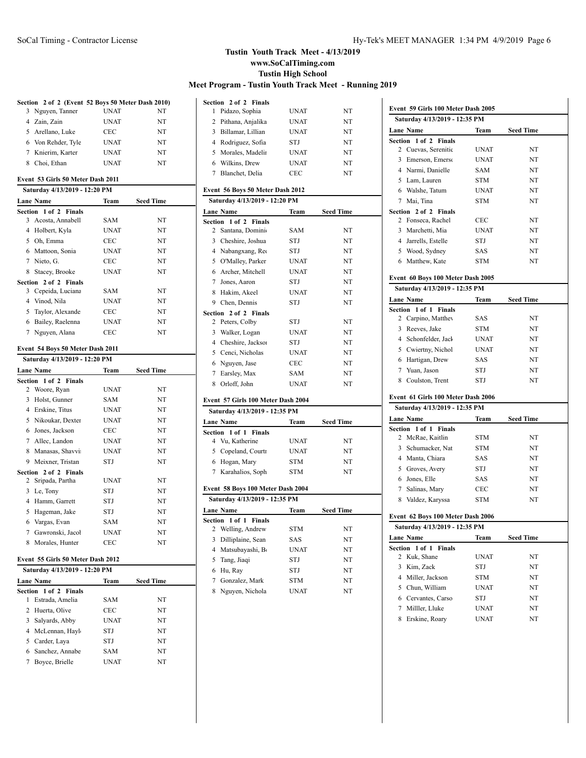# Tustin Youth Track Meet - 4/13/2019

**www.SoCalTiming.com**

**Tustin High School**

**Meet Program - Tustin Youth Track Meet - Running 2019**

**Section 2 of 2 (Event 52 Boys 50 Meter Dash 2010)**

| Lane | Name | Team | Seed Time |
|---|---|---|---|
| 3 | Nguyen, Tanner | UNAT | NT |
| 4 | Zain, Zain | UNAT | NT |
| 5 | Arellano, Luke | CEC | NT |
| 6 | Von Rehder, Tyle | UNAT | NT |
| 7 | Knierim, Karter | UNAT | NT |
| 8 | Choi, Ethan | UNAT | NT |

### Event 53 Girls 50 Meter Dash 2011

**Saturday 4/13/2019 - 12:20 PM**

| Lane | Name | Team | Seed Time |
|---|---|---|---|
| **Section 1 of 2 Finals** | | | |
| 3 | Acosta, Annabell | SAM | NT |
| 4 | Holbert, Kyla | UNAT | NT |
| 5 | Oh, Emma | CEC | NT |
| 6 | Mattoon, Sonia | UNAT | NT |
| 7 | Nieto, G. | CEC | NT |
| 8 | Stacey, Brooke | UNAT | NT |
| **Section 2 of 2 Finals** | | | |
| 3 | Cepeida, Luciana | SAM | NT |
| 4 | Vinod, Nila | UNAT | NT |
| 5 | Taylor, Alexande | CEC | NT |
| 6 | Bailey, Raelenna | UNAT | NT |
| 7 | Nguyen, Alana | CEC | NT |

### Event 54 Boys 50 Meter Dash 2011

**Saturday 4/13/2019 - 12:20 PM**

| Lane | Name | Team | Seed Time |
|---|---|---|---|
| **Section 1 of 2 Finals** | | | |
| 2 | Woore, Ryan | UNAT | NT |
| 3 | Holst, Gunner | SAM | NT |
| 4 | Erskine, Titus | UNAT | NT |
| 5 | Nikoukar, Dexter | UNAT | NT |
| 6 | Jones, Jackson | CEC | NT |
| 7 | Allec, Landon | UNAT | NT |
| 8 | Manasas, Shavvi | UNAT | NT |
| 9 | Meixner, Tristan | STJ | NT |
| **Section 2 of 2 Finals** | | | |
| 2 | Sripada, Partha | UNAT | NT |
| 3 | Le, Tony | STJ | NT |
| 4 | Hamm, Garrett | STJ | NT |
| 5 | Hageman, Jake | STJ | NT |
| 6 | Vargas, Evan | SAM | NT |
| 7 | Gawronski, Jacol | UNAT | NT |
| 8 | Morales, Hunter | CEC | NT |

### Event 55 Girls 50 Meter Dash 2012

**Saturday 4/13/2019 - 12:20 PM**

| Lane | Name | Team | Seed Time |
|---|---|---|---|
| **Section 1 of 2 Finals** | | | |
| 1 | Estrada, Amelia | SAM | NT |
| 2 | Huerta, Olive | CEC | NT |
| 3 | Salyards, Abby | UNAT | NT |
| 4 | McLennan, Hayl | STJ | NT |
| 5 | Carder, Laya | STJ | NT |
| 6 | Sanchez, Annabe | SAM | NT |
| 7 | Boyce, Brielle | UNAT | NT |
| **Section 2 of 2 Finals** | | | |
| 1 | Pidazo, Sophia | UNAT | NT |
| 2 | Pithana, Anjalika | UNAT | NT |
| 3 | Billamar, Lillian | UNAT | NT |
| 4 | Rodriguez, Sofia | STJ | NT |
| 5 | Morales, Madelir | UNAT | NT |
| 6 | Wilkins, Drew | UNAT | NT |
| 7 | Blanchet, Delia | CEC | NT |

### Event 56 Boys 50 Meter Dash 2012

**Saturday 4/13/2019 - 12:20 PM**

| Lane | Name | Team | Seed Time |
|---|---|---|---|
| **Section 1 of 2 Finals** | | | |
| 2 | Santana, Dominic | SAM | NT |
| 3 | Cheshire, Joshua | STJ | NT |
| 4 | Nabangxang, Rec | STJ | NT |
| 5 | O'Malley, Parker | UNAT | NT |
| 6 | Archer, Mitchell | UNAT | NT |
| 7 | Jones, Aaron | STJ | NT |
| 8 | Hakim, Akeel | UNAT | NT |
| 9 | Chen, Dennis | STJ | NT |
| **Section 2 of 2 Finals** | | | |
| 2 | Peters, Colby | STJ | NT |
| 3 | Walker, Logan | UNAT | NT |
| 4 | Cheshire, Jackson | STJ | NT |
| 5 | Cenci, Nicholas | UNAT | NT |
| 6 | Nguyen, Jase | CEC | NT |
| 7 | Earsley, Max | SAM | NT |
| 8 | Orloff, John | UNAT | NT |

### Event 57 Girls 100 Meter Dash 2004

**Saturday 4/13/2019 - 12:35 PM**

| Lane | Name | Team | Seed Time |
|---|---|---|---|
| **Section 1 of 1 Finals** | | | |
| 4 | Vu, Katherine | UNAT | NT |
| 5 | Copeland, Courtr | UNAT | NT |
| 6 | Hogan, Mary | STM | NT |
| 7 | Karahalios, Soph | STM | NT |

### Event 58 Boys 100 Meter Dash 2004

**Saturday 4/13/2019 - 12:35 PM**

| Lane | Name | Team | Seed Time |
|---|---|---|---|
| **Section 1 of 1 Finals** | | | |
| 2 | Welling, Andrew | STM | NT |
| 3 | Dilliplaine, Sean | SAS | NT |
| 4 | Matsubayashi, B | UNAT | NT |
| 5 | Tang, Jiaqi | STJ | NT |
| 6 | Hu, Ray | STJ | NT |
| 7 | Gonzalez, Mark | STM | NT |
| 8 | Nguyen, Nichola | UNAT | NT |

### Event 59 Girls 100 Meter Dash 2005

**Saturday 4/13/2019 - 12:35 PM**

| Lane | Name | Team | Seed Time |
|---|---|---|---|
| **Section 1 of 2 Finals** | | | |
| 2 | Cuevas, Serenitic | UNAT | NT |
| 3 | Emerson, Emerso | UNAT | NT |
| 4 | Narmi, Danielle | SAM | NT |
| 5 | Lam, Lauren | STM | NT |
| 6 | Walshe, Tatum | UNAT | NT |
| 7 | Mai, Tina | STM | NT |
| **Section 2 of 2 Finals** | | | |
| 2 | Fonseca, Rachel | CEC | NT |
| 3 | Marchetti, Mia | UNAT | NT |
| 4 | Jarrells, Estelle | STJ | NT |
| 5 | Wood, Sydney | SAS | NT |
| 6 | Matthew, Kate | STM | NT |

### Event 60 Boys 100 Meter Dash 2005

**Saturday 4/13/2019 - 12:35 PM**

| Lane | Name | Team | Seed Time |
|---|---|---|---|
| **Section 1 of 1 Finals** | | | |
| 2 | Carpino, Matthew | SAS | NT |
| 3 | Reeves, Jake | STM | NT |
| 4 | Schonfelder, Jack | UNAT | NT |
| 5 | Cwiertny, Nichol | UNAT | NT |
| 6 | Hartigan, Drew | SAS | NT |
| 7 | Yuan, Jason | STJ | NT |
| 8 | Coulston, Trent | STJ | NT |

### Event 61 Girls 100 Meter Dash 2006

**Saturday 4/13/2019 - 12:35 PM**

| Lane | Name | Team | Seed Time |
|---|---|---|---|
| **Section 1 of 1 Finals** | | | |
| 2 | McRae, Kaitlin | STM | NT |
| 3 | Schumacker, Nat | STM | NT |
| 4 | Manta, Chiara | SAS | NT |
| 5 | Groves, Avery | STJ | NT |
| 6 | Jones, Elle | SAS | NT |
| 7 | Salinas, Mary | CEC | NT |
| 8 | Valdez, Karyssa | STM | NT |

### Event 62 Boys 100 Meter Dash 2006

**Saturday 4/13/2019 - 12:35 PM**

| Lane | Name | Team | Seed Time |
|---|---|---|---|
| **Section 1 of 1 Finals** | | | |
| 2 | Kuk, Shane | UNAT | NT |
| 3 | Kim, Zack | STJ | NT |
| 4 | Miller, Jackson | STM | NT |
| 5 | Chun, William | UNAT | NT |
| 6 | Cervantes, Carso | STJ | NT |
| 7 | Millller, Lluke | UNAT | NT |
| 8 | Erskine, Roary | UNAT | NT |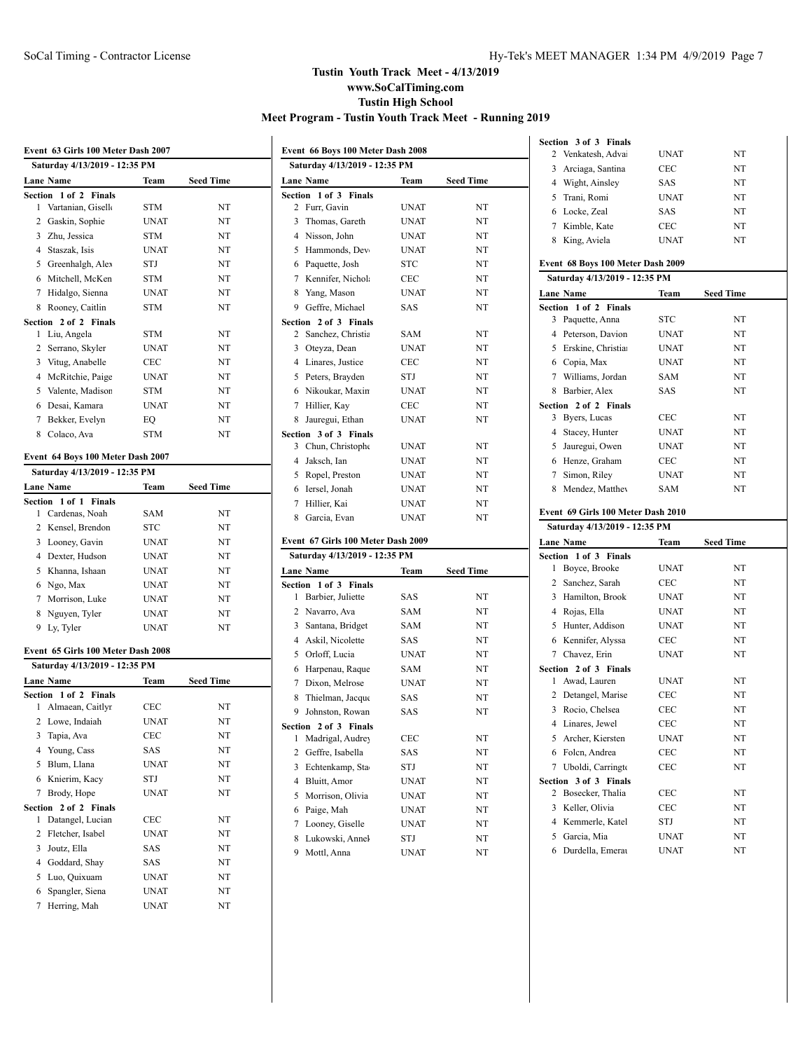# Tustin Youth Track Meet - 4/13/2019

**www.SoCalTiming.com**

**Tustin High School**

**Meet Program - Tustin Youth Track Meet - Running 2019**

### Event 63 Girls 100 Meter Dash 2007

Saturday 4/13/2019 - 12:35 PM

| Lane | Name | Team | Seed Time |
|---|---|---|---|
| **Section 1 of 2 Finals** | | | |
| 1 | Vartanian, Giselle | STM | NT |
| 2 | Gaskin, Sophie | UNAT | NT |
| 3 | Zhu, Jessica | STM | NT |
| 4 | Staszak, Isis | UNAT | NT |
| 5 | Greenhalgh, Alex | STJ | NT |
| 6 | Mitchell, McKen | STM | NT |
| 7 | Hidalgo, Sienna | UNAT | NT |
| 8 | Rooney, Caitlin | STM | NT |
| **Section 2 of 2 Finals** | | | |
| 1 | Liu, Angela | STM | NT |
| 2 | Serrano, Skyler | UNAT | NT |
| 3 | Vitug, Anabelle | CEC | NT |
| 4 | McRitchie, Paige | UNAT | NT |
| 5 | Valente, Madison | STM | NT |
| 6 | Desai, Kamara | UNAT | NT |
| 7 | Bekker, Evelyn | EQ | NT |
| 8 | Colaco, Ava | STM | NT |

### Event 64 Boys 100 Meter Dash 2007

Saturday 4/13/2019 - 12:35 PM

| Lane | Name | Team | Seed Time |
|---|---|---|---|
| **Section 1 of 1 Finals** | | | |
| 1 | Cardenas, Noah | SAM | NT |
| 2 | Kensel, Brendon | STC | NT |
| 3 | Looney, Gavin | UNAT | NT |
| 4 | Dexter, Hudson | UNAT | NT |
| 5 | Khanna, Ishaan | UNAT | NT |
| 6 | Ngo, Max | UNAT | NT |
| 7 | Morrison, Luke | UNAT | NT |
| 8 | Nguyen, Tyler | UNAT | NT |
| 9 | Ly, Tyler | UNAT | NT |

### Event 65 Girls 100 Meter Dash 2008

Saturday 4/13/2019 - 12:35 PM

| Lane | Name | Team | Seed Time |
|---|---|---|---|
| **Section 1 of 2 Finals** | | | |
| 1 | Almaean, Caitlyn | CEC | NT |
| 2 | Lowe, Indaiah | UNAT | NT |
| 3 | Tapia, Ava | CEC | NT |
| 4 | Young, Cass | SAS | NT |
| 5 | Blum, Llana | UNAT | NT |
| 6 | Knierim, Kacy | STJ | NT |
| 7 | Brody, Hope | UNAT | NT |
| **Section 2 of 2 Finals** | | | |
| 1 | Datangel, Lucian | CEC | NT |
| 2 | Fletcher, Isabel | UNAT | NT |
| 3 | Joutz, Ella | SAS | NT |
| 4 | Goddard, Shay | SAS | NT |
| 5 | Luo, Quixuam | UNAT | NT |
| 6 | Spangler, Siena | UNAT | NT |
| 7 | Herring, Mah | UNAT | NT |

### Event 66 Boys 100 Meter Dash 2008

Saturday 4/13/2019 - 12:35 PM

| Lane | Name | Team | Seed Time |
|---|---|---|---|
| **Section 1 of 3 Finals** | | | |
| 2 | Furr, Gavin | UNAT | NT |
| 3 | Thomas, Gareth | UNAT | NT |
| 4 | Nisson, John | UNAT | NT |
| 5 | Hammonds, Devo | UNAT | NT |
| 6 | Paquette, Josh | STC | NT |
| 7 | Kennifer, Nichola | CEC | NT |
| 8 | Yang, Mason | UNAT | NT |
| 9 | Geffre, Michael | SAS | NT |
| **Section 2 of 3 Finals** | | | |
| 2 | Sanchez, Christia | SAM | NT |
| 3 | Oteyza, Dean | UNAT | NT |
| 4 | Linares, Justice | CEC | NT |
| 5 | Peters, Brayden | STJ | NT |
| 6 | Nikoukar, Maxim | UNAT | NT |
| 7 | Hillier, Kay | CEC | NT |
| 8 | Jauregui, Ethan | UNAT | NT |
| **Section 3 of 3 Finals** | | | |
| 3 | Chun, Christophe | UNAT | NT |
| 4 | Jaksch, Ian | UNAT | NT |
| 5 | Ropel, Preston | UNAT | NT |
| 6 | Iersel, Jonah | UNAT | NT |
| 7 | Hillier, Kai | UNAT | NT |
| 8 | Garcia, Evan | UNAT | NT |

### Event 67 Girls 100 Meter Dash 2009

Saturday 4/13/2019 - 12:35 PM

| Lane | Name | Team | Seed Time |
|---|---|---|---|
| **Section 1 of 3 Finals** | | | |
| 1 | Barbier, Juliette | SAS | NT |
| 2 | Navarro, Ava | SAM | NT |
| 3 | Santana, Bridget | SAM | NT |
| 4 | Askil, Nicolette | SAS | NT |
| 5 | Orloff, Lucia | UNAT | NT |
| 6 | Harpenau, Raque | SAM | NT |
| 7 | Dixon, Melrose | UNAT | NT |
| 8 | Thielman, Jacquc | SAS | NT |
| 9 | Johnston, Rowan | SAS | NT |
| **Section 2 of 3 Finals** | | | |
| 1 | Madrigal, Audrey | CEC | NT |
| 2 | Geffre, Isabella | SAS | NT |
| 3 | Echtenkamp, Sta | STJ | NT |
| 4 | Bluitt, Amor | UNAT | NT |
| 5 | Morrison, Olivia | UNAT | NT |
| 6 | Paige, Mah | UNAT | NT |
| 7 | Looney, Giselle | UNAT | NT |
| 8 | Lukowski, Annek | STJ | NT |
| 9 | Mottl, Anna | UNAT | NT |
| **Section 3 of 3 Finals** | | | |
| 2 | Venkatesh, Advai | UNAT | NT |
| 3 | Arciaga, Santina | CEC | NT |
| 4 | Wight, Ainsley | SAS | NT |
| 5 | Trani, Romi | UNAT | NT |
| 6 | Locke, Zeal | SAS | NT |
| 7 | Kimble, Kate | CEC | NT |
| 8 | King, Aviela | UNAT | NT |

### Event 68 Boys 100 Meter Dash 2009

Saturday 4/13/2019 - 12:35 PM

| Lane | Name | Team | Seed Time |
|---|---|---|---|
| **Section 1 of 2 Finals** | | | |
| 3 | Paquette, Anna | STC | NT |
| 4 | Peterson, Davion | UNAT | NT |
| 5 | Erskine, Christian | UNAT | NT |
| 6 | Copia, Max | UNAT | NT |
| 7 | Williams, Jordan | SAM | NT |
| 8 | Barbier, Alex | SAS | NT |
| **Section 2 of 2 Finals** | | | |
| 3 | Byers, Lucas | CEC | NT |
| 4 | Stacey, Hunter | UNAT | NT |
| 5 | Jauregui, Owen | UNAT | NT |
| 6 | Henze, Graham | CEC | NT |
| 7 | Simon, Riley | UNAT | NT |
| 8 | Mendez, Matthev | SAM | NT |

### Event 69 Girls 100 Meter Dash 2010

Saturday 4/13/2019 - 12:35 PM

| Lane | Name | Team | Seed Time |
|---|---|---|---|
| **Section 1 of 3 Finals** | | | |
| 1 | Boyce, Brooke | UNAT | NT |
| 2 | Sanchez, Sarah | CEC | NT |
| 3 | Hamilton, Brook | UNAT | NT |
| 4 | Rojas, Ella | UNAT | NT |
| 5 | Hunter, Addison | UNAT | NT |
| 6 | Kennifer, Alyssa | CEC | NT |
| 7 | Chavez, Erin | UNAT | NT |
| **Section 2 of 3 Finals** | | | |
| 1 | Awad, Lauren | UNAT | NT |
| 2 | Detangel, Marise | CEC | NT |
| 3 | Rocio, Chelsea | CEC | NT |
| 4 | Linares, Jewel | CEC | NT |
| 5 | Archer, Kiersten | UNAT | NT |
| 6 | Folen, Andrea | CEC | NT |
| 7 | Uboldi, Carringto | CEC | NT |
| **Section 3 of 3 Finals** | | | |
| 2 | Bosecker, Thalia | CEC | NT |
| 3 | Keller, Olivia | CEC | NT |
| 4 | Kemmerle, Katel | STJ | NT |
| 5 | Garcia, Mia | UNAT | NT |
| 6 | Durdella, Emerau | UNAT | NT |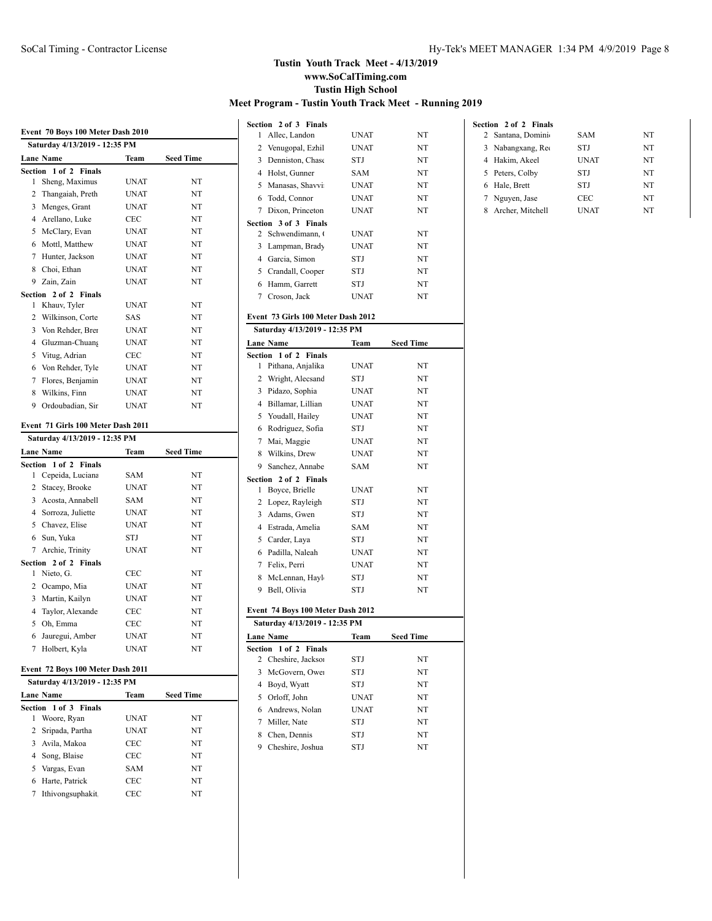# Tustin Youth Track Meet - 4/13/2019

**www.SoCalTiming.com**

**Tustin High School**

**Meet Program - Tustin Youth Track Meet - Running 2019**

### Event 70 Boys 100 Meter Dash 2010

**Saturday 4/13/2019 - 12:35 PM**

| Lane | Name | Team | Seed Time |
|---|---|---|---|
| **Section 1 of 2 Finals** | | | |
| 1 | Sheng, Maximus | UNAT | NT |
| 2 | Thangaiah, Preth | UNAT | NT |
| 3 | Menges, Grant | UNAT | NT |
| 4 | Arellano, Luke | CEC | NT |
| 5 | McClary, Evan | UNAT | NT |
| 6 | Mottl, Matthew | UNAT | NT |
| 7 | Hunter, Jackson | UNAT | NT |
| 8 | Choi, Ethan | UNAT | NT |
| 9 | Zain, Zain | UNAT | NT |
| **Section 2 of 2 Finals** | | | |
| 1 | Khauv, Tyler | UNAT | NT |
| 2 | Wilkinson, Corte | SAS | NT |
| 3 | Von Rehder, Brer | UNAT | NT |
| 4 | Gluzman-Chuang | UNAT | NT |
| 5 | Vitug, Adrian | CEC | NT |
| 6 | Von Rehder, Tyle | UNAT | NT |
| 7 | Flores, Benjamin | UNAT | NT |
| 8 | Wilkins, Finn | UNAT | NT |
| 9 | Ordoubadian, Sir | UNAT | NT |

### Event 71 Girls 100 Meter Dash 2011

**Saturday 4/13/2019 - 12:35 PM**

| Lane | Name | Team | Seed Time |
|---|---|---|---|
| **Section 1 of 2 Finals** | | | |
| 1 | Cepeida, Luciana | SAM | NT |
| 2 | Stacey, Brooke | UNAT | NT |
| 3 | Acosta, Annabell | SAM | NT |
| 4 | Sorroza, Juliette | UNAT | NT |
| 5 | Chavez, Elise | UNAT | NT |
| 6 | Sun, Yuka | STJ | NT |
| 7 | Archie, Trinity | UNAT | NT |
| **Section 2 of 2 Finals** | | | |
| 1 | Nieto, G. | CEC | NT |
| 2 | Ocampo, Mia | UNAT | NT |
| 3 | Martin, Kailyn | UNAT | NT |
| 4 | Taylor, Alexande | CEC | NT |
| 5 | Oh, Emma | CEC | NT |
| 6 | Jauregui, Amber | UNAT | NT |
| 7 | Holbert, Kyla | UNAT | NT |

### Event 72 Boys 100 Meter Dash 2011

**Saturday 4/13/2019 - 12:35 PM**

| Lane | Name | Team | Seed Time |
|---|---|---|---|
| **Section 1 of 3 Finals** | | | |
| 1 | Woore, Ryan | UNAT | NT |
| 2 | Sripada, Partha | UNAT | NT |
| 3 | Avila, Makoa | CEC | NT |
| 4 | Song, Blaise | CEC | NT |
| 5 | Vargas, Evan | SAM | NT |
| 6 | Harte, Patrick | CEC | NT |
| 7 | Ithivongsuphakit. | CEC | NT |
| **Section 2 of 3 Finals** | | | |
| 1 | Allec, Landon | UNAT | NT |
| 2 | Venugopal, Ezhil | UNAT | NT |
| 3 | Denniston, Chase | STJ | NT |
| 4 | Holst, Gunner | SAM | NT |
| 5 | Manasas, Shavvi | UNAT | NT |
| 6 | Todd, Connor | UNAT | NT |
| 7 | Dixon, Princeton | UNAT | NT |
| **Section 3 of 3 Finals** | | | |
| 2 | Schwendimann, ( | UNAT | NT |
| 3 | Lampman, Brady | UNAT | NT |
| 4 | Garcia, Simon | STJ | NT |
| 5 | Crandall, Cooper | STJ | NT |
| 6 | Hamm, Garrett | STJ | NT |
| 7 | Croson, Jack | UNAT | NT |

### Event 73 Girls 100 Meter Dash 2012

**Saturday 4/13/2019 - 12:35 PM**

| Lane | Name | Team | Seed Time |
|---|---|---|---|
| **Section 1 of 2 Finals** | | | |
| 1 | Pithana, Anjalika | UNAT | NT |
| 2 | Wright, Alecsand | STJ | NT |
| 3 | Pidazo, Sophia | UNAT | NT |
| 4 | Billamar, Lillian | UNAT | NT |
| 5 | Youdall, Hailey | UNAT | NT |
| 6 | Rodriguez, Sofia | STJ | NT |
| 7 | Mai, Maggie | UNAT | NT |
| 8 | Wilkins, Drew | UNAT | NT |
| 9 | Sanchez, Annabe | SAM | NT |
| **Section 2 of 2 Finals** | | | |
| 1 | Boyce, Brielle | UNAT | NT |
| 2 | Lopez, Rayleigh | STJ | NT |
| 3 | Adams, Gwen | STJ | NT |
| 4 | Estrada, Amelia | SAM | NT |
| 5 | Carder, Laya | STJ | NT |
| 6 | Padilla, Naleah | UNAT | NT |
| 7 | Felix, Perri | UNAT | NT |
| 8 | McLennan, Hayl | STJ | NT |
| 9 | Bell, Olivia | STJ | NT |

### Event 74 Boys 100 Meter Dash 2012

**Saturday 4/13/2019 - 12:35 PM**

| Lane | Name | Team | Seed Time |
|---|---|---|---|
| **Section 1 of 2 Finals** | | | |
| 2 | Cheshire, Jackson | STJ | NT |
| 3 | McGovern, Owen | STJ | NT |
| 4 | Boyd, Wyatt | STJ | NT |
| 5 | Orloff, John | UNAT | NT |
| 6 | Andrews, Nolan | UNAT | NT |
| 7 | Miller, Nate | STJ | NT |
| 8 | Chen, Dennis | STJ | NT |
| 9 | Cheshire, Joshua | STJ | NT |
| **Section 2 of 2 Finals** | | | |
| 2 | Santana, Dominic | SAM | NT |
| 3 | Nabangxang, Rei | STJ | NT |
| 4 | Hakim, Akeel | UNAT | NT |
| 5 | Peters, Colby | STJ | NT |
| 6 | Hale, Brett | STJ | NT |
| 7 | Nguyen, Jase | CEC | NT |
| 8 | Archer, Mitchell | UNAT | NT |